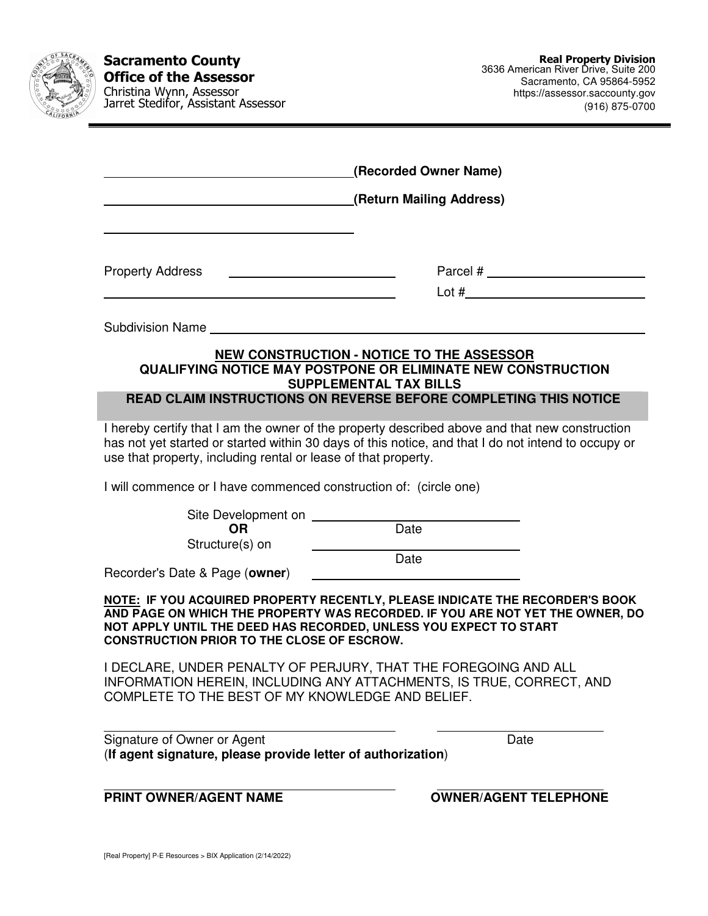**Sacramento County**
**Office of the Assessor**
Christina Wynn, Assessor
Jarret Stedifor, Assistant Assessor

**Real Property Division**
3636 American River Drive, Suite 200
Sacramento, CA 95864-5952
https://assessor.saccounty.gov
(916) 875-0700

______________________________ **(Recorded Owner Name)**

______________________________ **(Return Mailing Address)**

______________________________

Property Address ______________________________ Parcel # ______________________________

______________________________ Lot # ______________________________

Subdivision Name ______________________________

## NEW CONSTRUCTION - NOTICE TO THE ASSESSOR

### QUALIFYING NOTICE MAY POSTPONE OR ELIMINATE NEW CONSTRUCTION SUPPLEMENTAL TAX BILLS

**READ CLAIM INSTRUCTIONS ON REVERSE BEFORE COMPLETING THIS NOTICE**

I hereby certify that I am the owner of the property described above and that new construction has not yet started or started within 30 days of this notice, and that I do not intend to occupy or use that property, including rental or lease of that property.

I will commence or I have commenced construction of: (circle one)

Site Development on ______________________________
Date

**OR**

Structure(s) on ______________________________
Date

Recorder's Date & Page (**owner**) ______________________________

**NOTE: IF YOU ACQUIRED PROPERTY RECENTLY, PLEASE INDICATE THE RECORDER'S BOOK AND PAGE ON WHICH THE PROPERTY WAS RECORDED. IF YOU ARE NOT YET THE OWNER, DO NOT APPLY UNTIL THE DEED HAS RECORDED, UNLESS YOU EXPECT TO START CONSTRUCTION PRIOR TO THE CLOSE OF ESCROW.**

I DECLARE, UNDER PENALTY OF PERJURY, THAT THE FOREGOING AND ALL INFORMATION HEREIN, INCLUDING ANY ATTACHMENTS, IS TRUE, CORRECT, AND COMPLETE TO THE BEST OF MY KNOWLEDGE AND BELIEF.

______________________________ ______________________________
Signature of Owner or Agent Date
(**If agent signature, please provide letter of authorization**)

______________________________ ______________________________
**PRINT OWNER/AGENT NAME** **OWNER/AGENT TELEPHONE**

[Real Property] P-E Resources > BIX Application (2/14/2022)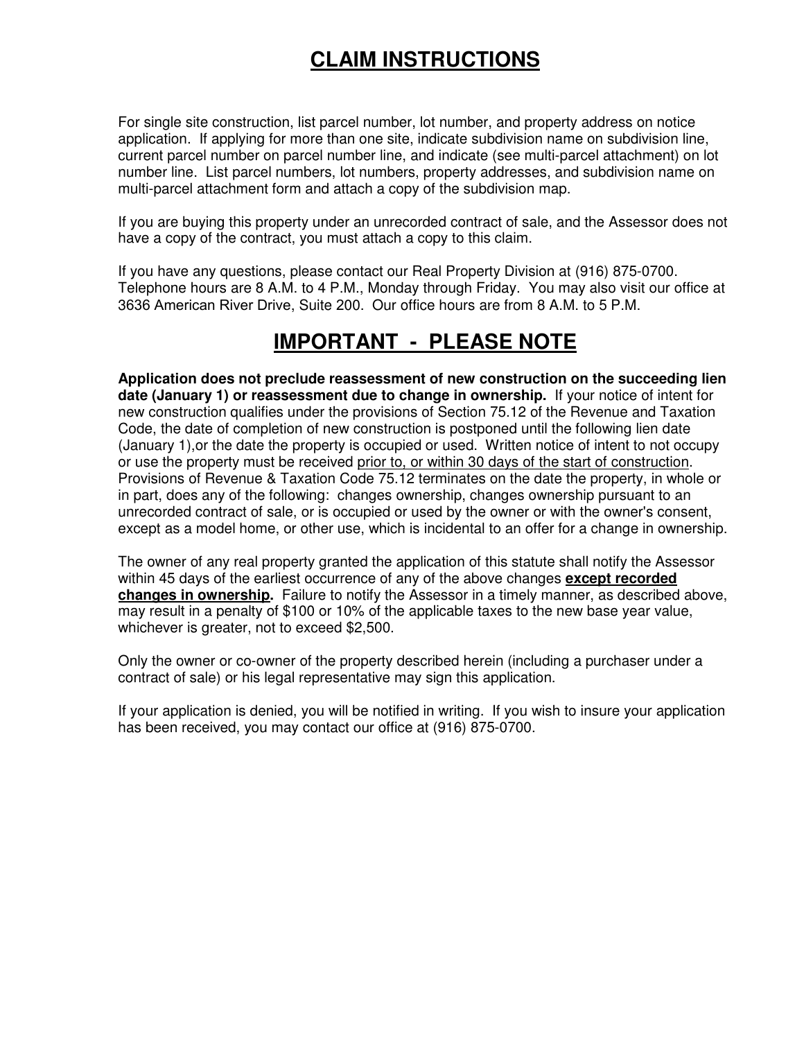# CLAIM INSTRUCTIONS

For single site construction, list parcel number, lot number, and property address on notice application. If applying for more than one site, indicate subdivision name on subdivision line, current parcel number on parcel number line, and indicate (see multi-parcel attachment) on lot number line. List parcel numbers, lot numbers, property addresses, and subdivision name on multi-parcel attachment form and attach a copy of the subdivision map.

If you are buying this property under an unrecorded contract of sale, and the Assessor does not have a copy of the contract, you must attach a copy to this claim.

If you have any questions, please contact our Real Property Division at (916) 875-0700. Telephone hours are 8 A.M. to 4 P.M., Monday through Friday. You may also visit our office at 3636 American River Drive, Suite 200. Our office hours are from 8 A.M. to 5 P.M.

# IMPORTANT - PLEASE NOTE

**Application does not preclude reassessment of new construction on the succeeding lien date (January 1) or reassessment due to change in ownership.** If your notice of intent for new construction qualifies under the provisions of Section 75.12 of the Revenue and Taxation Code, the date of completion of new construction is postponed until the following lien date (January 1),or the date the property is occupied or used. Written notice of intent to not occupy or use the property must be received prior to, or within 30 days of the start of construction. Provisions of Revenue & Taxation Code 75.12 terminates on the date the property, in whole or in part, does any of the following: changes ownership, changes ownership pursuant to an unrecorded contract of sale, or is occupied or used by the owner or with the owner's consent, except as a model home, or other use, which is incidental to an offer for a change in ownership.

The owner of any real property granted the application of this statute shall notify the Assessor within 45 days of the earliest occurrence of any of the above changes **except recorded changes in ownership.** Failure to notify the Assessor in a timely manner, as described above, may result in a penalty of $100 or 10% of the applicable taxes to the new base year value, whichever is greater, not to exceed $2,500.

Only the owner or co-owner of the property described herein (including a purchaser under a contract of sale) or his legal representative may sign this application.

If your application is denied, you will be notified in writing. If you wish to insure your application has been received, you may contact our office at (916) 875-0700.